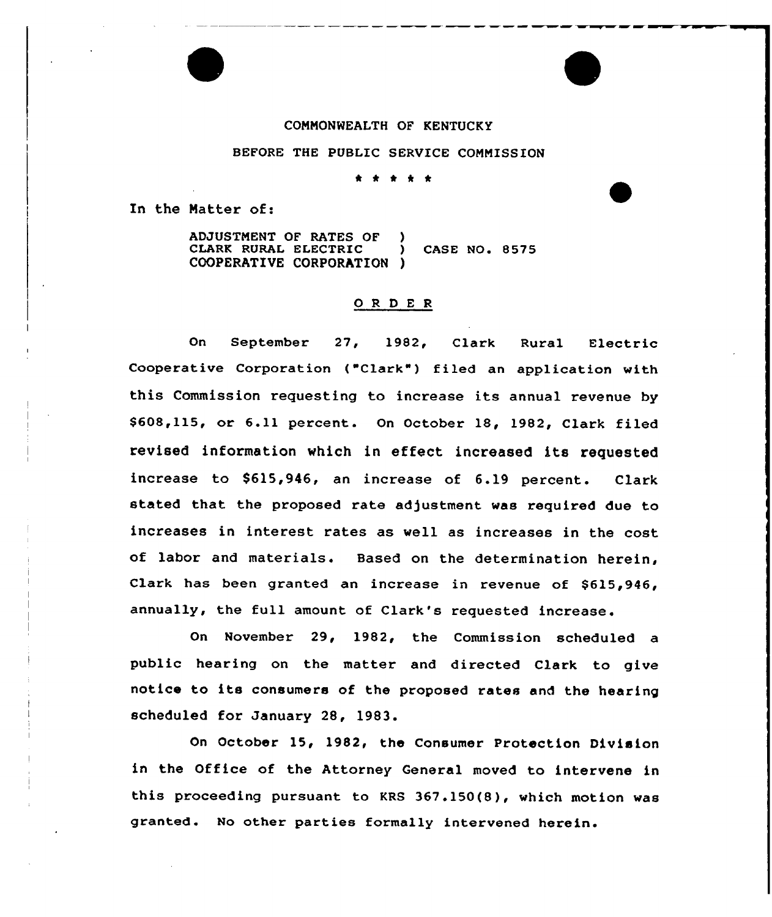COMMONWEALTH OF KENTUCKY

BEFORE THE PUBLIC SERVICE COMMISSION

\* \* \* \* \*

In the Matter of:

ADJUSTMENT OF RATES OF CLARK RURAL ELECTRIC COOPERATIVE CORPORATION ) CASE NO. 8575

## O R D E R

On September 27, 1982, Clark Rural Electric Cooperative Corporation ("Clark") filed an application with this Commission requesting to increase its annual revenue by $608,115, or 6.11 percent. On October 18, 1982, Clark filed revised information which in effect increased its requested increase to $615,946, an increase of 6.19 percent. Clark stated that the proposed rate adjustment was required due to increases in interest rates as well as increases in the cost of labor and materials. Based on the determination herein, Clark has been granted an increase in revenue of $615,946, annually, the full amount of Clark's requested increase.

On November 29, 1982, the Commission scheduled a public hearing on the matter and directed Clark to give notice to its consumers of the proposed rates and the hearing scheduled for January 28, 1983.

On October 15, 1982, the Consumer Protection Division in the Office of the Attorney General moved to intervene in this proceeding pursuant to KRS 367.150(8), which motion was granted. No other parties formally intervened herein.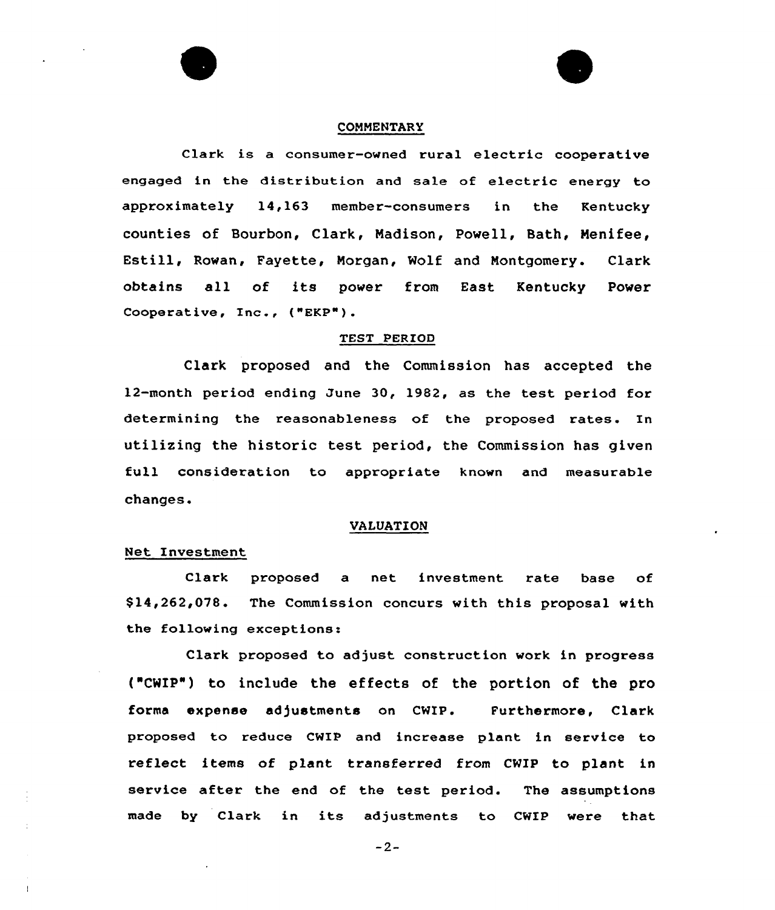## COMMENTARY

Clark is a consumer-owned rural electric cooperative engaged in the distribution and sale of electric energy to approximately 14,163 member-consumers in the Kentucky counties of Bourbon, Clark, Madison, Powell, Bath, Menifee, Estill, Rowan, Fayette, Morgan, Wolf and Montgomery. Clark obtains all of its power from East Kentucky Power Cooperative, Inc., ("EKP").

## TEST PERIOD

Clark proposed and the Commission has accepted the 12-month period ending June 30, 1982, as the test period for determining the reasonableness of the proposed rates. In utilizing the historic test period, the Commission has given full consideration to appropriate known and measurable changes.

## VALUATION

### Net Investment

Clark proposed a net investment rate base of $14,262,078. The Commission concurs with this proposal with the following exceptions:

Clark proposed to adjust construction work in progress ("CWIP") to include the effects of the portion of the pro forma expense adjustments on CWIP. Furthermore, Clark proposed to reduce CWIP and increase plant in service to reflect items of plant transferred from CWIP to plant in service after the end of the test period. The assumptions made by Clark in its adjustments to CWIP were that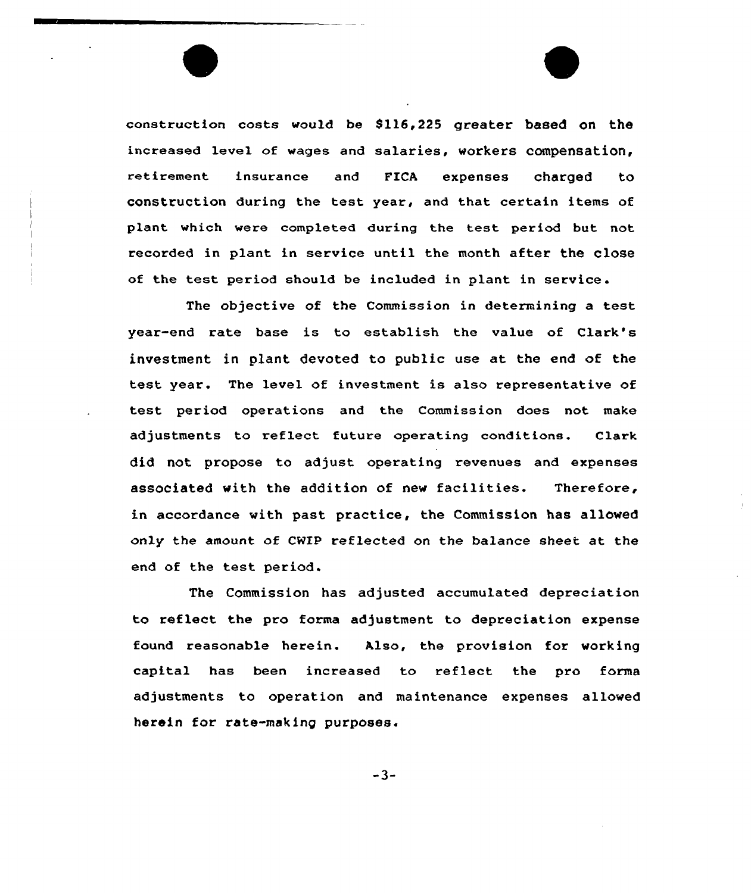construction costs would be $116,225 greater based on the increased level of wages and salaries, workers compensation, retirement insurance and FICA expenses charged to construction during the test year, and that certain items of plant which were completed during the test period but not recorded in plant in service until the month after the close of the test period should be included in plant in service.

The objective of the Commission in determining a test year-end rate base is to establish the value of Clark's investment in plant devoted to public use at the end of the test year. The level of investment is also representative of test period operations and the Commission does not make adjustments to reflect future operating conditions. Clark did not propose to adjust operating revenues and expenses associated with the addition of new facilities. Therefore, in accordance with past practice, the Commission has allowed only the amount of CWIP reflected on the balance sheet at the end of the test period.

The Commission has adjusted accumulated depreciation to reflect the pro forma adjustment to depreciation expense found reasonable herein. Also, the provision for working capital has been increased to reflect the pro forma adjustments to operation and maintenance expenses allowed herein for rate-making purposes.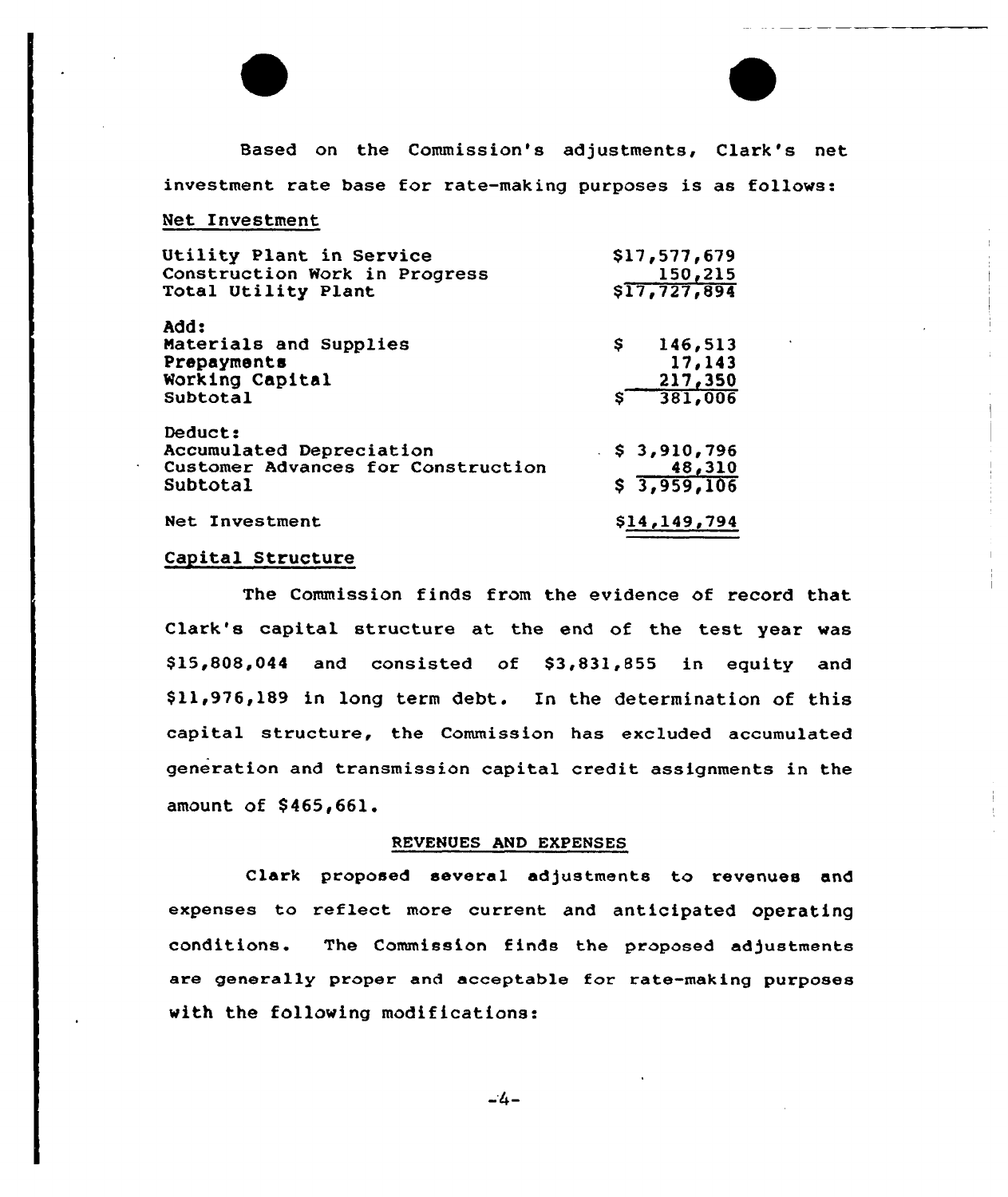Based on the Commission's adjustments, Clark's net investment rate base for rate-making purposes is as follows:

Net Investment

| | |
|---|---|
| Utility Plant in Service | $17,577,679 |
| Construction Work in Progress | 150,215 |
| Total Utility Plant | $17,727,894 |
| Add: | |
| Materials and Supplies | $ 146,513 |
| Prepayments | 17,143 |
| Working Capital | 217,350 |
| Subtotal | $ 381,006 |
| Deduct: | |
| Accumulated Depreciation | $ 3,910,796 |
| Customer Advances for Construction | 48,310 |
| Subtotal | $ 3,959,106 |
| Net Investment | $14,149,794 |

Capital Structure

The Commission finds from the evidence of record that Clark's capital structure at the end of the test year was $15,808,044 and consisted of $3,831,855 in equity and $11,976,189 in long term debt. In the determination of this capital structure, the Commission has excluded accumulated generation and transmission capital credit assignments in the amount of $465,661.

## REVENUES AND EXPENSES

Clark proposed several adjustments to revenues and expenses to reflect more current and anticipated operating conditions. The Commission finds the proposed adjustments are generally proper and acceptable for rate-making purposes with the following modifications: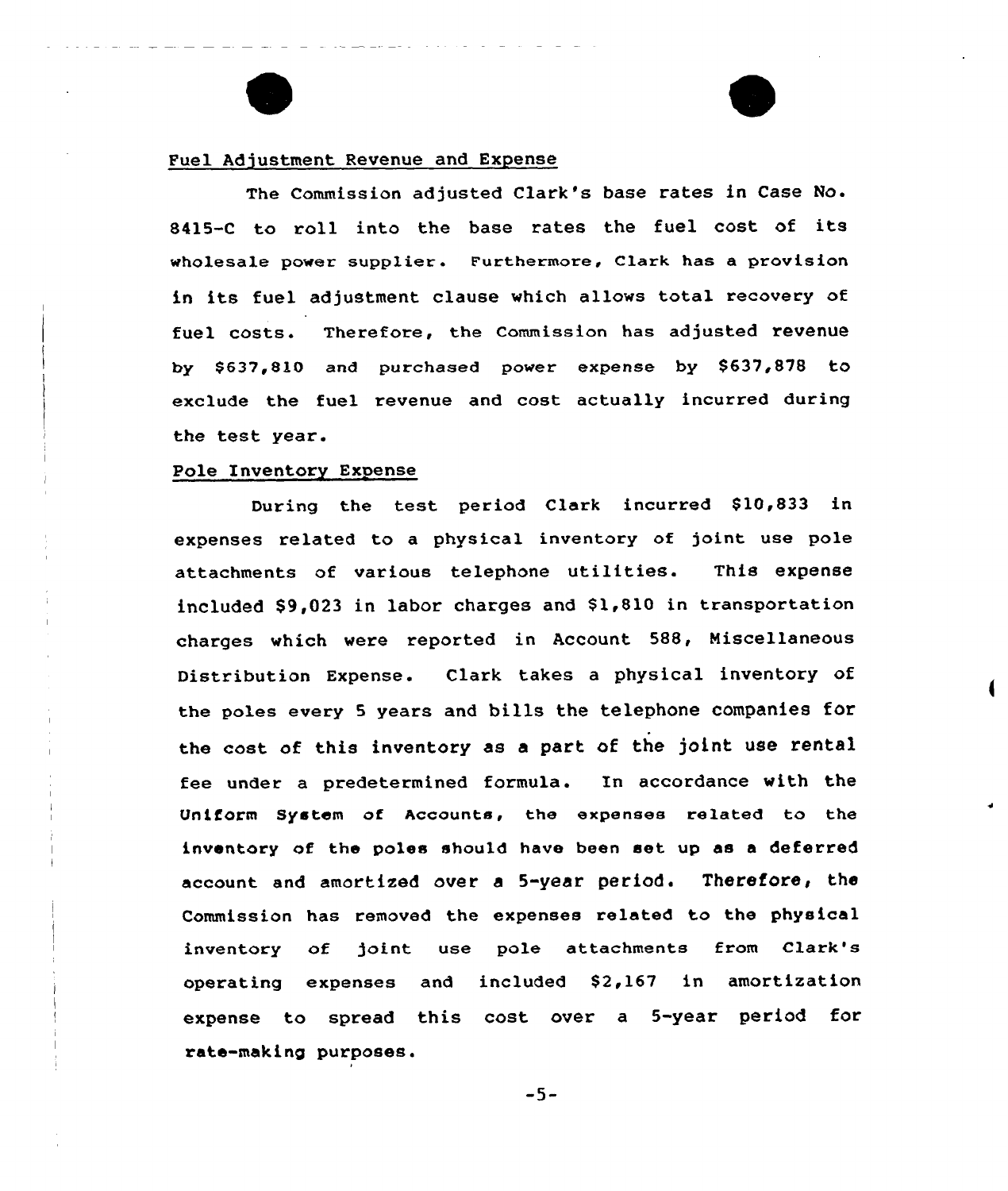Fuel Adjustment Revenue and Expense

The Commission adjusted Clark's base rates in Case No. 8415-C to roll into the base rates the fuel cost of its wholesale power supplier. Furthermore, Clark has a provision in its fuel adjustment clause which allows total recovery of fuel costs. Therefore, the Commission has adjusted revenue by $637,810 and purchased power expense by $637,878 to exclude the fuel revenue and cost actually incurred during the test year.

Pole Inventory Expense

During the test period Clark incurred $10,833 in expenses related to a physical inventory of joint use pole attachments of various telephone utilities. This expense included $9,023 in labor charges and $1,810 in transportation charges which were reported in Account 588, Miscellaneous Distribution Expense. Clark takes a physical inventory of the poles every 5 years and bills the telephone companies for the cost of this inventory as a part of the joint use rental fee under a predetermined formula. In accordance with the Uniform System of Accounts, the expenses related to the inventory of the poles should have been set up as a deferred account and amortized over a 5-year period. Therefore, the Commission has removed the expenses related to the physical inventory of joint use pole attachments from Clark's operating expenses and included $2,167 in amortization expense to spread this cost over a 5-year period for rate-making purposes.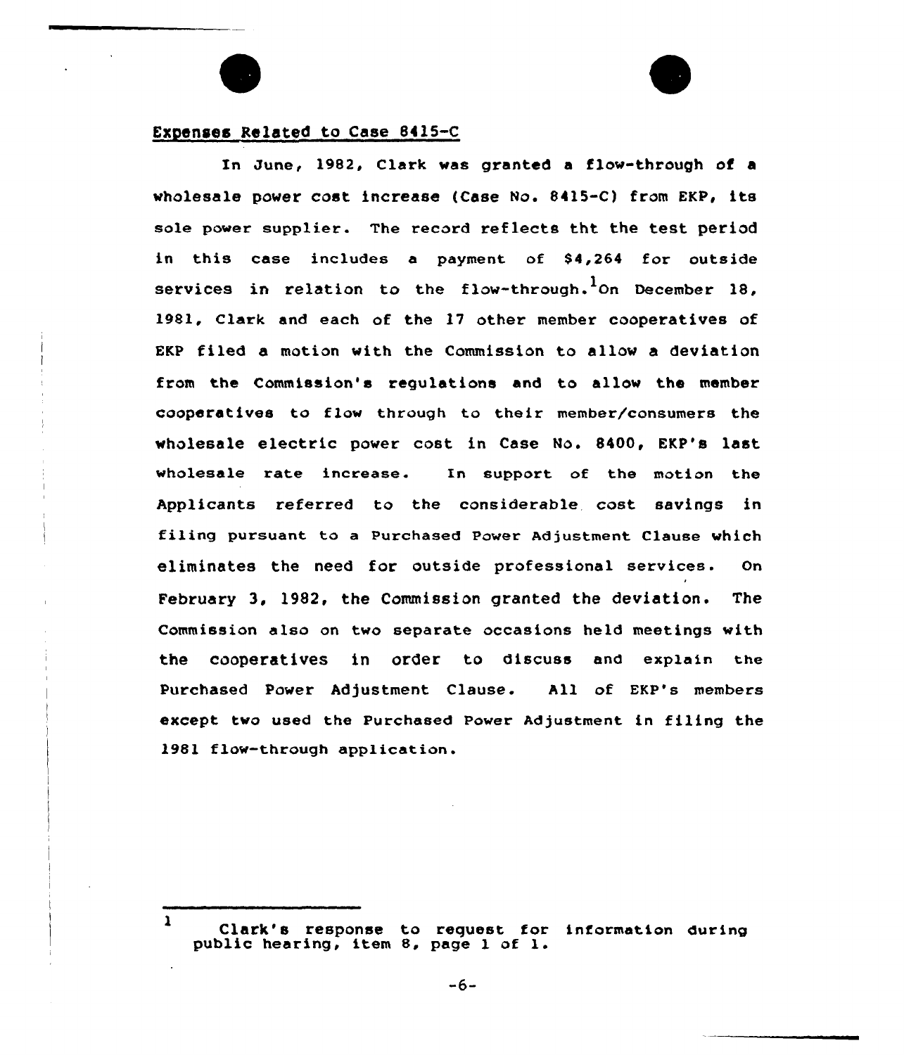## Expenses Related to Case 8415-C

In June, 1982, Clark was granted a flow-through of a wholesale power cost increase (Case No. 8415-C) from EKP, its sole power supplier. The record reflects tht the test period in this case includes a payment of $4,264 for outside services in relation to the flow-through.[1] On December 18, 1981, Clark and each of the 17 other member cooperatives of EKP filed a motion with the Commission to allow a deviation from the Commission's regulations and to allow the member cooperatives to flow through to their member/consumers the wholesale electric power cost in Case No. 8400, EKP's last wholesale rate increase. In support of the motion the Applicants referred to the considerable cost savings in filing pursuant to a Purchased Power Adjustment Clause which eliminates the need for outside professional services. On February 3, 1982, the Commission granted the deviation. The Commission also on two separate occasions held meetings with the cooperatives in order to discuss and explain the Purchased Power Adjustment Clause. All of EKP's members except two used the Purchased Power Adjustment in filing the 1981 flow-through application.

---

[1] Clark's response to request for information during public hearing, item 8, page 1 of 1.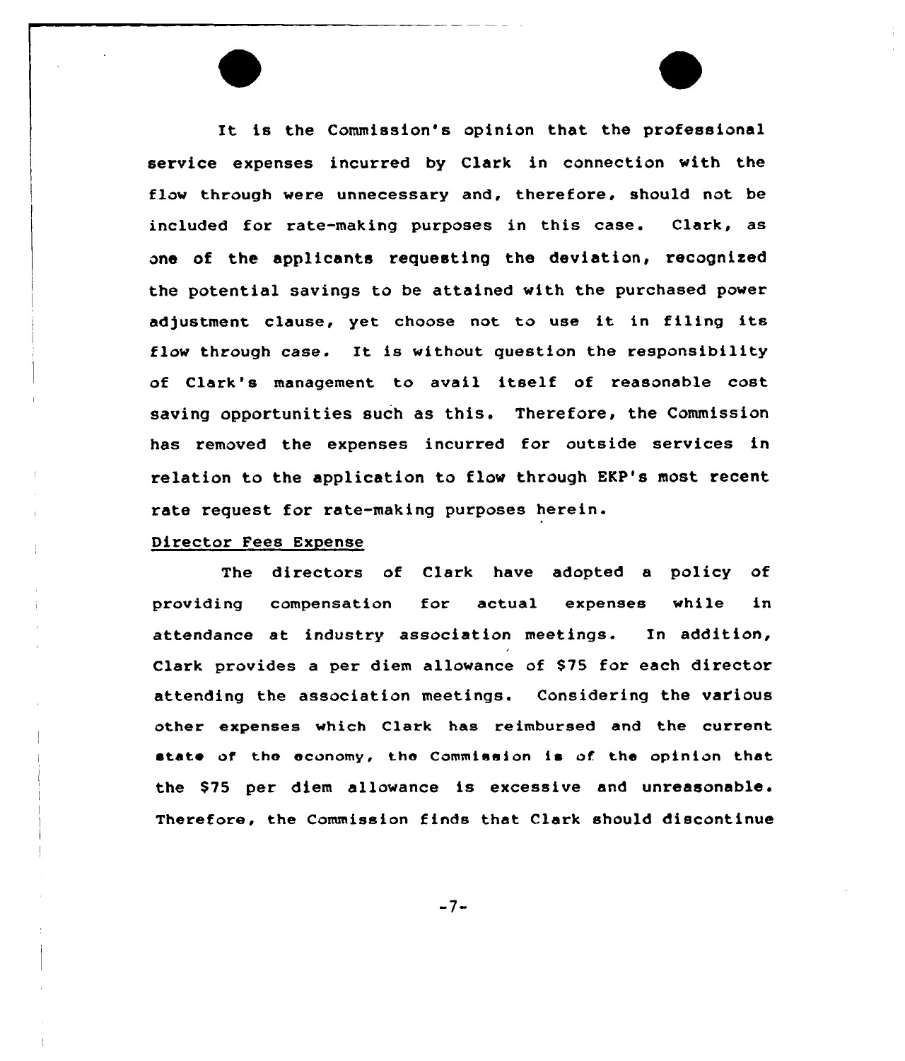It is the Commission's opinion that the professional service expenses incurred by Clark in connection with the flow through were unnecessary and, therefore, should not be included for rate-making purposes in this case. Clark, as one of the applicants requesting the deviation, recognized the potential savings to be attained with the purchased power adjustment clause, yet choose not to use it in filing its flow through case. It is without question the responsibility of Clark's management to avail itself of reasonable cost saving opportunities such as this. Therefore, the Commission has removed the expenses incurred for outside services in relation to the application to flow through EKP's most recent rate request for rate-making purposes herein.

Director Fees Expense

The directors of Clark have adopted a policy of providing compensation for actual expenses while in attendance at industry association meetings. In addition, Clark provides a per diem allowance of $75 for each director attending the association meetings. Considering the various other expenses which Clark has reimbursed and the current state of the economy, the Commission is of the opinion that the $75 per diem allowance is excessive and unreasonable. Therefore, the Commission finds that Clark should discontinue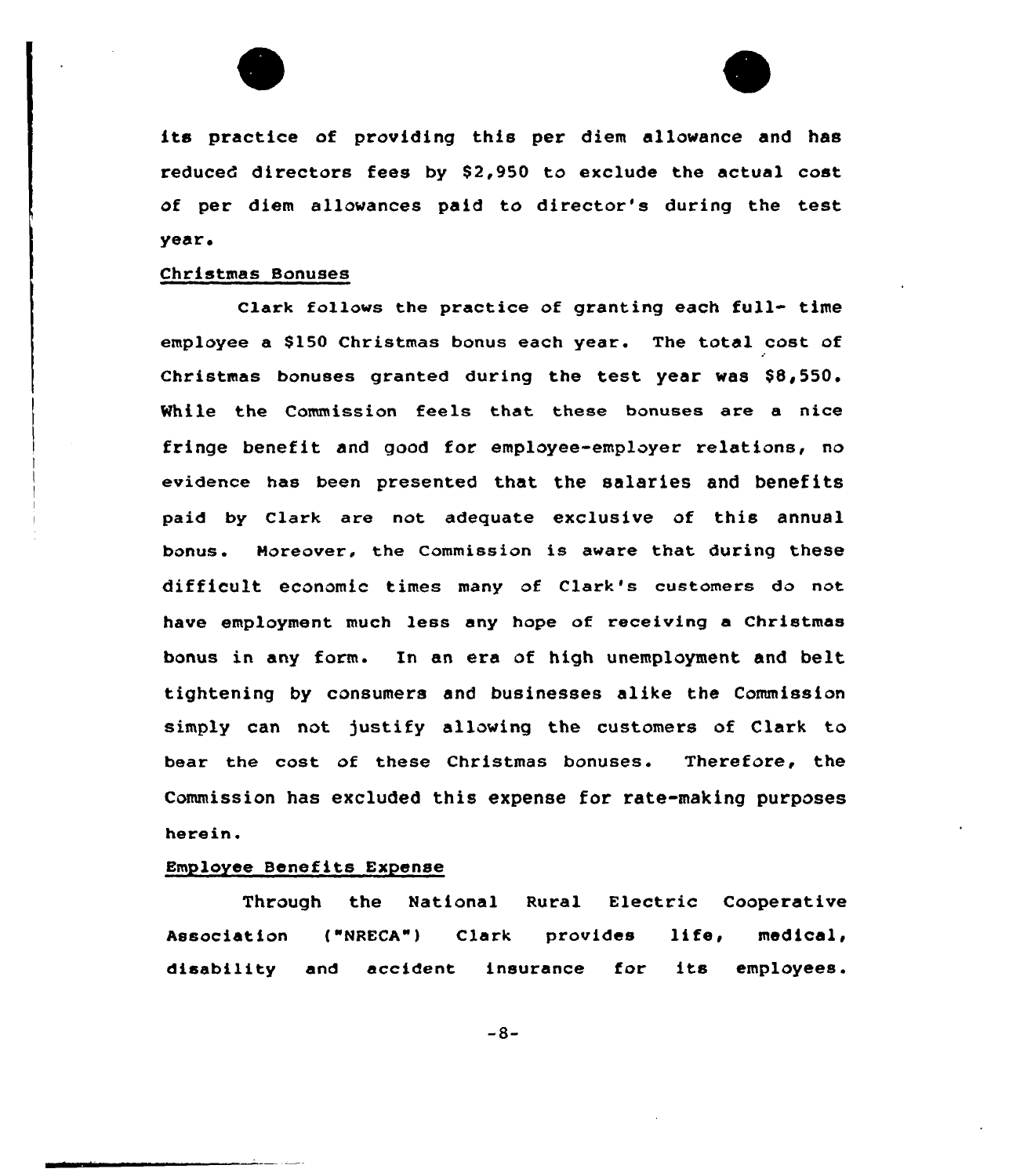its practice of providing this per diem allowance and has reduced directors fees by $2,950 to exclude the actual cost of per diem allowances paid to director's during the test year.

Christmas Bonuses

Clark follows the practice of granting each full- time employee a $150 Christmas bonus each year. The total cost of Christmas bonuses granted during the test year was $8,550. While the Commission feels that these bonuses are a nice fringe benefit and good for employee-employer relations, no evidence has been presented that the salaries and benefits paid by Clark are not adequate exclusive of this annual bonus. Moreover, the Commission is aware that during these difficult economic times many of Clark's customers do not have employment much less any hope of receiving a Christmas bonus in any form. In an era of high unemployment and belt tightening by consumers and businesses alike the Commission simply can not justify allowing the customers of Clark to bear the cost of these Christmas bonuses. Therefore, the Commission has excluded this expense for rate-making purposes herein.

Employee Benefits Expense

Through the National Rural Electric Cooperative Association ("NRECA") Clark provides life, medical, disability and accident insurance for its employees.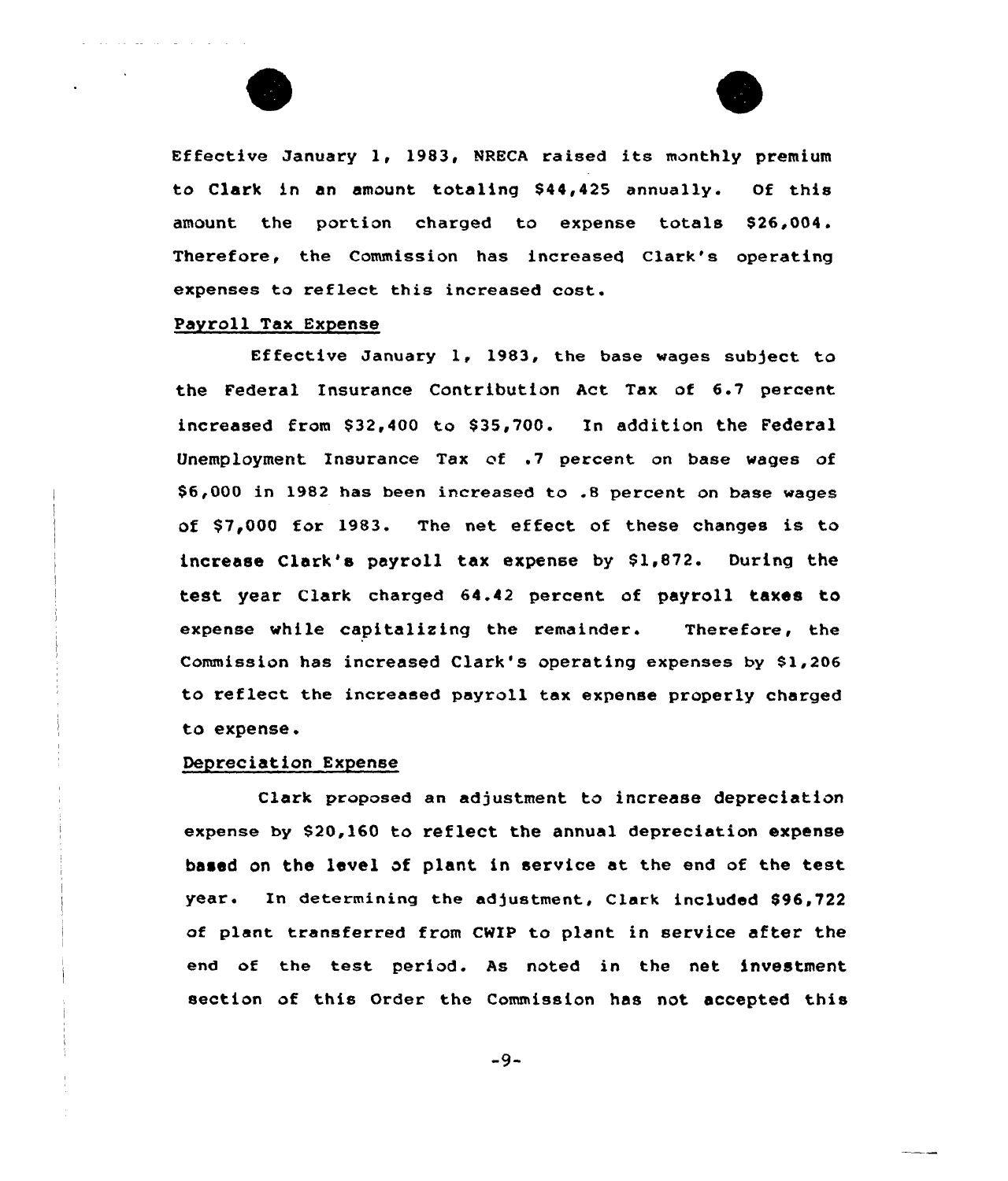Effective January 1, 1983, NRECA raised its monthly premium to Clark in an amount totaling $44,425 annually. Of this amount the portion charged to expense totals $26,004. Therefore, the Commission has increased Clark's operating expenses to reflect this increased cost.

Payroll Tax Expense

Effective January 1, 1983, the base wages subject to the Federal Insurance Contribution Act Tax of 6.7 percent increased from $32,400 to $35,700. In addition the Federal Unemployment Insurance Tax of .7 percent on base wages of $6,000 in 1982 has been increased to .8 percent on base wages of $7,000 for 1983. The net effect of these changes is to increase Clark's payroll tax expense by $1,872. During the test year Clark charged 64.42 percent of payroll taxes to expense while capitalizing the remainder. Therefore, the Commission has increased Clark's operating expenses by $1,206 to reflect the increased payroll tax expense properly charged to expense.

Depreciation Expense

Clark proposed an adjustment to increase depreciation expense by $20,160 to reflect the annual depreciation expense based on the level of plant in service at the end of the test year. In determining the adjustment, Clark included $96,722 of plant transferred from CWIP to plant in service after the end of the test period. As noted in the net investment section of this Order the Commission has not accepted this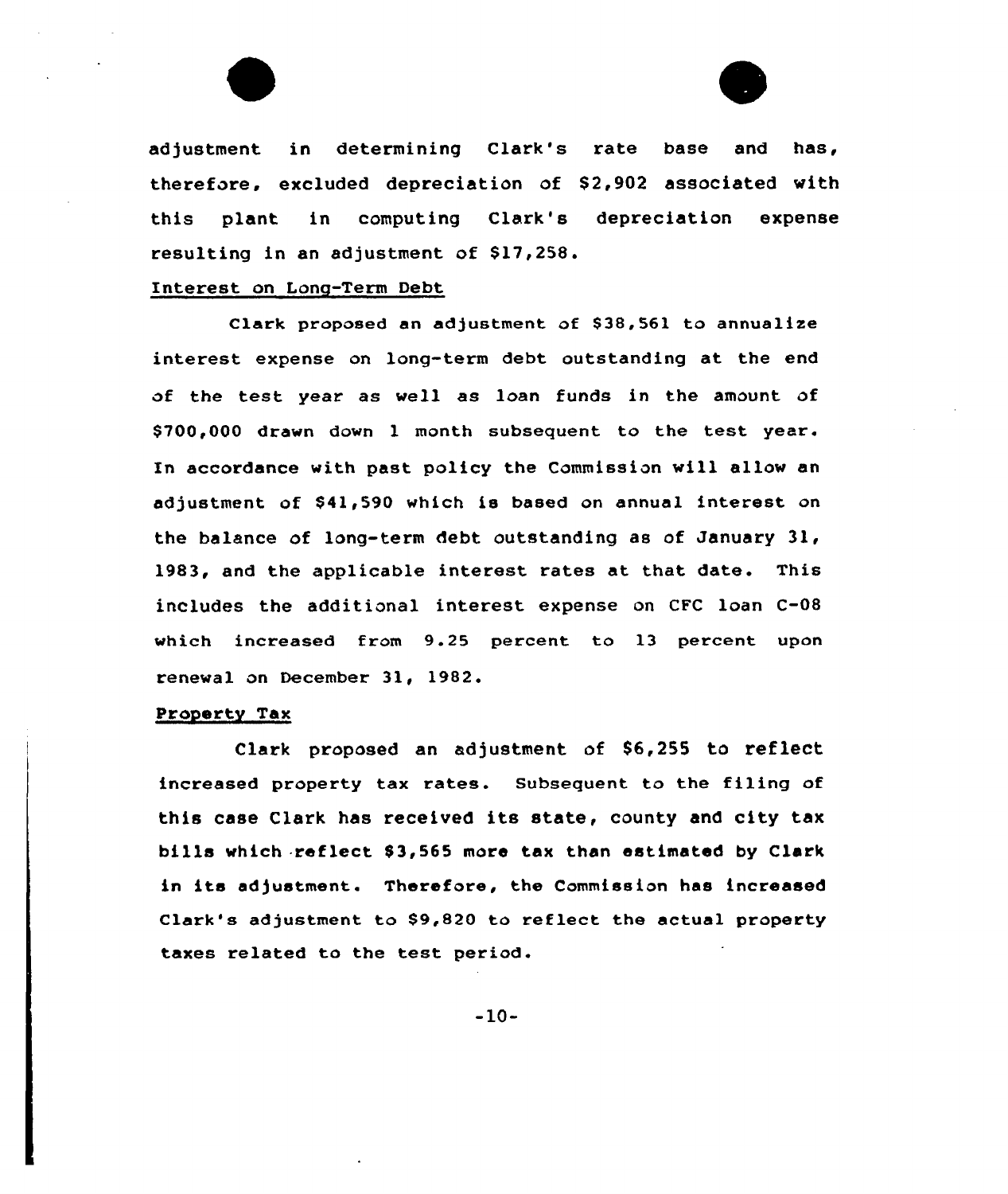adjustment in determining Clark's rate base and has, therefore, excluded depreciation of $2,902 associated with this plant in computing Clark's depreciation expense resulting in an adjustment of $17,258.

Interest on Long-Term Debt

Clark proposed an adjustment of $38,561 to annualize interest expense on long-term debt outstanding at the end of the test year as well as loan funds in the amount of $700,000 drawn down 1 month subsequent to the test year. In accordance with past policy the Commission will allow an adjustment of $41,590 which is based on annual interest on the balance of long-term debt outstanding as of January 31, 1983, and the applicable interest rates at that date. This includes the additional interest expense on CFC loan C-08 which increased from 9.25 percent to 13 percent upon renewal on December 31, 1982.

Property Tax

Clark proposed an adjustment of $6,255 to reflect increased property tax rates. Subsequent to the filing of this case Clark has received its state, county and city tax bills which reflect $3,565 more tax than estimated by Clark in its adjustment. Therefore, the Commission has increased Clark's adjustment to $9,820 to reflect the actual property taxes related to the test period.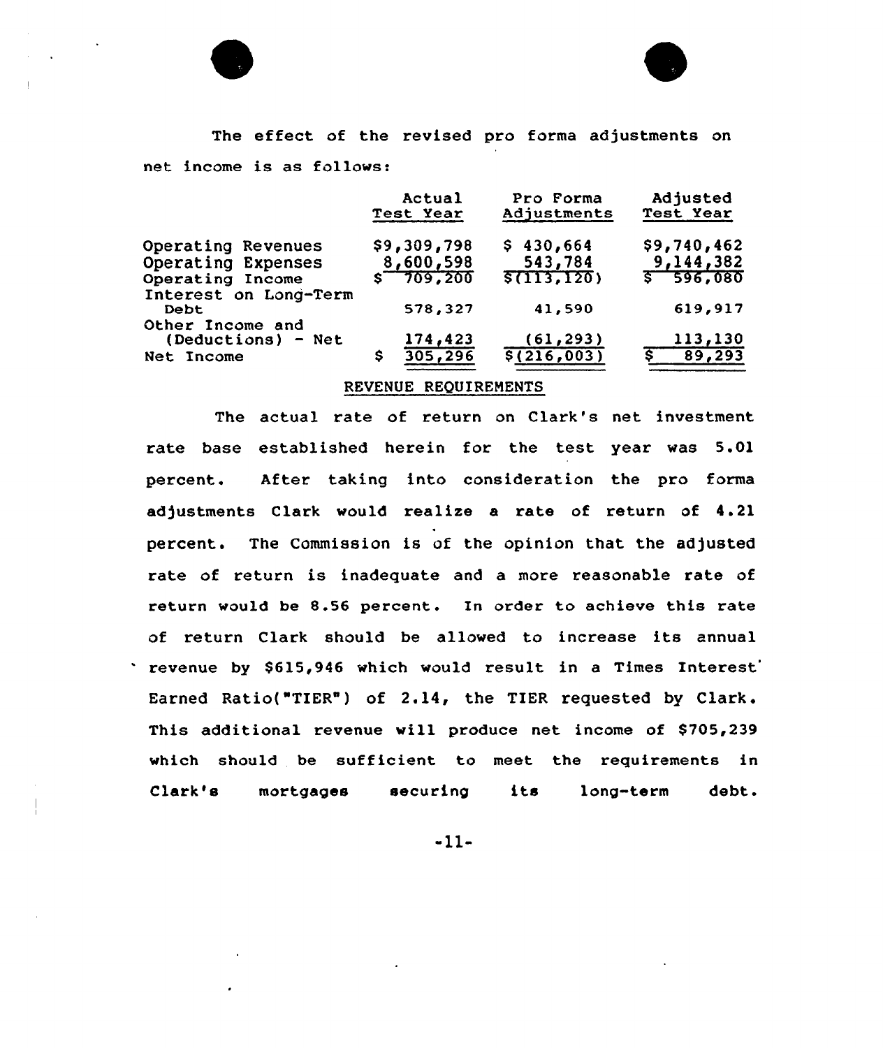The effect of the revised pro forma adjustments on net income is as follows:

| | Actual Test Year | Pro Forma Adjustments | Adjusted Test Year |
|---|---|---|---|
| Operating Revenues | $9,309,798 | $ 430,664 | $9,740,462 |
| Operating Expenses | 8,600,598 | 543,784 | 9,144,382 |
| Operating Income | $ 709,200 | $(113,120) | $ 596,080 |
| Interest on Long-Term Debt | 578,327 | 41,590 | 619,917 |
| Other Income and (Deductions) - Net | 174,423 | (61,293) | 113,130 |
| Net Income | $ 305,296 | $(216,003) | $ 89,293 |

## REVENUE REQUIREMENTS

The actual rate of return on Clark's net investment rate base established herein for the test year was 5.01 percent. After taking into consideration the pro forma adjustments Clark would realize a rate of return of 4.21 percent. The Commission is of the opinion that the adjusted rate of return is inadequate and a more reasonable rate of return would be 8.56 percent. In order to achieve this rate of return Clark should be allowed to increase its annual revenue by $615,946 which would result in a Times Interest Earned Ratio("TIER") of 2.14, the TIER requested by Clark. This additional revenue will produce net income of $705,239 which should be sufficient to meet the requirements in Clark's mortgages securing its long-term debt.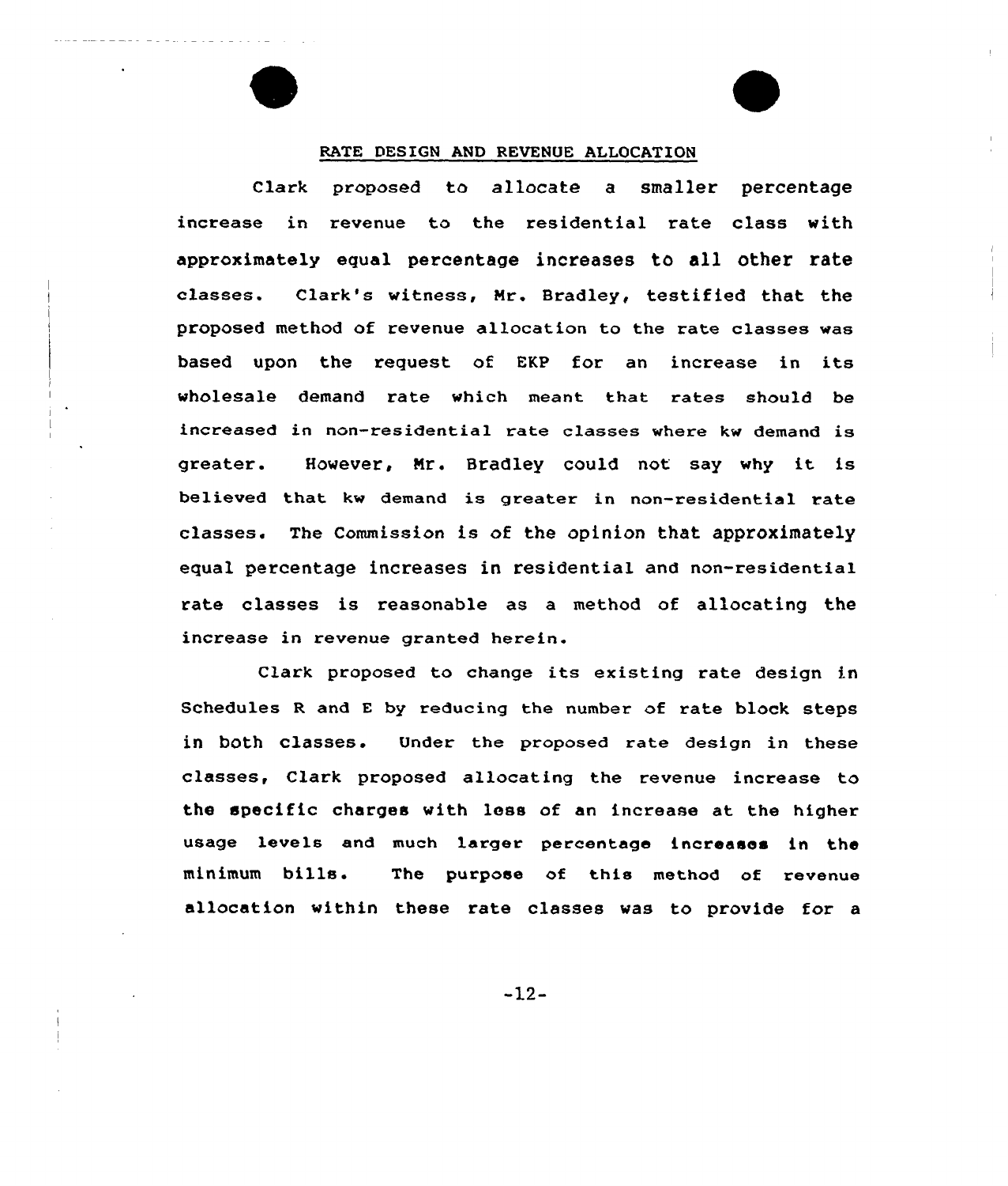## RATE DESIGN AND REVENUE ALLOCATION

Clark proposed to allocate a smaller percentage increase in revenue to the residential rate class with approximately equal percentage increases to all other rate classes. Clark's witness, Mr. Bradley, testified that the proposed method of revenue allocation to the rate classes was based upon the request of EKP for an increase in its wholesale demand rate which meant that rates should be increased in non-residential rate classes where kw demand is greater. However, Mr. Bradley could not say why it is believed that kw demand is greater in non-residential rate classes. The Commission is of the opinion that approximately equal percentage increases in residential and non-residential rate classes is reasonable as a method of allocating the increase in revenue granted herein.

Clark proposed to change its existing rate design in Schedules R and E by reducing the number of rate block steps in both classes. Under the proposed rate design in these classes, Clark proposed allocating the revenue increase to the specific charges with less of an increase at the higher usage levels and much larger percentage increases in the minimum bills. The purpose of this method of revenue allocation within these rate classes was to provide for a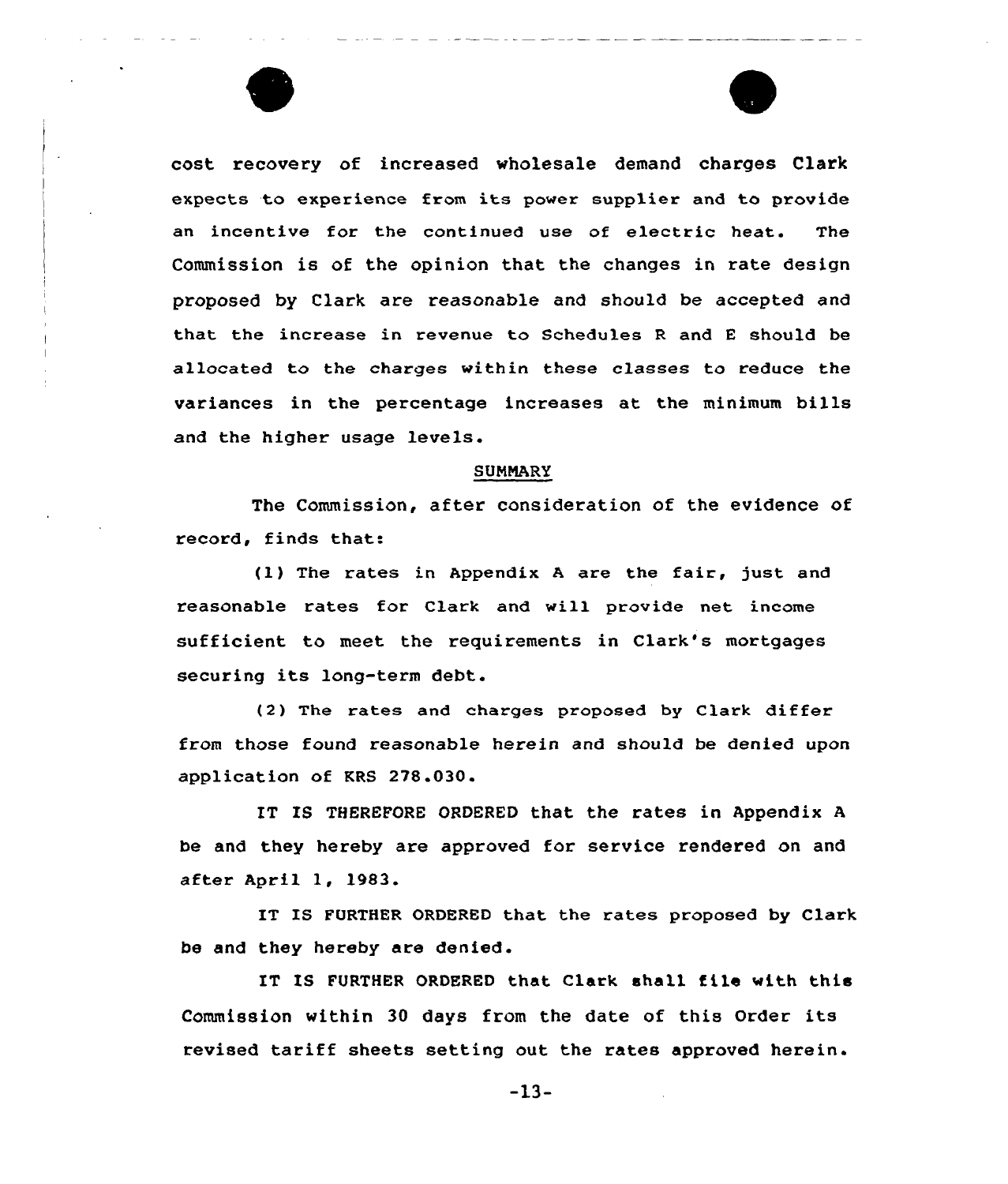cost recovery of increased wholesale demand charges Clark expects to experience from its power supplier and to provide an incentive for the continued use of electric heat. The Commission is of the opinion that the changes in rate design proposed by Clark are reasonable and should be accepted and that the increase in revenue to Schedules R and E should be allocated to the charges within these classes to reduce the variances in the percentage increases at the minimum bills and the higher usage levels.

## SUMMARY

The Commission, after consideration of the evidence of record, finds that:

(1) The rates in Appendix A are the fair, just and reasonable rates for Clark and will provide net income sufficient to meet the requirements in Clark's mortgages securing its long-term debt.

(2) The rates and charges proposed by Clark differ from those found reasonable herein and should be denied upon application of KRS 278.030.

IT IS THEREFORE ORDERED that the rates in Appendix A be and they hereby are approved for service rendered on and after April 1, 1983.

IT IS FURTHER ORDERED that the rates proposed by Clark be and they hereby are denied.

IT IS FURTHER ORDERED that Clark shall file with this Commission within 30 days from the date of this Order its revised tariff sheets setting out the rates approved herein.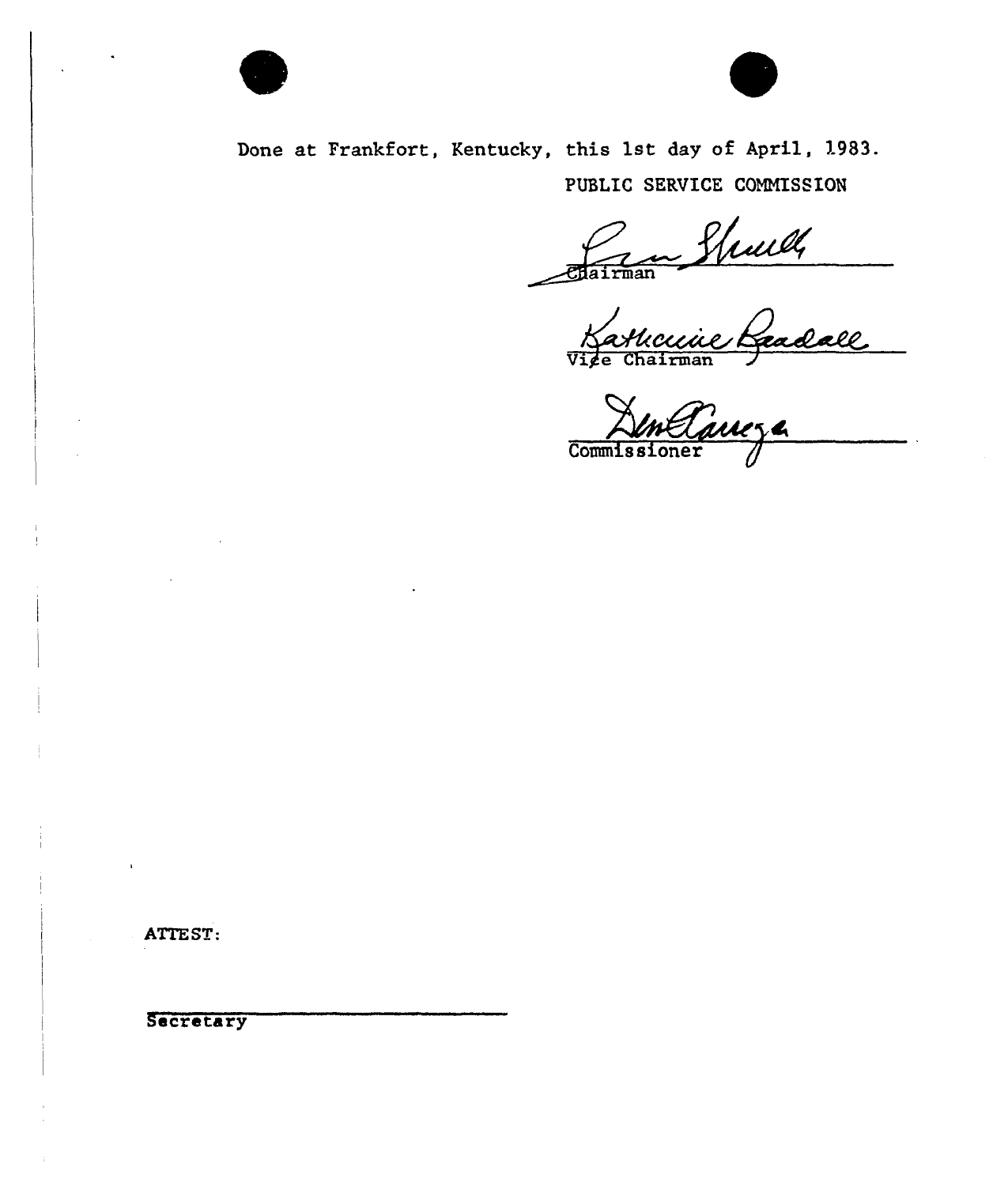Done at Frankfort, Kentucky, this 1st day of April, 1983.

PUBLIC SERVICE COMMISSION

Chairman

Vice Chairman

Commissioner

ATTEST:

Secretary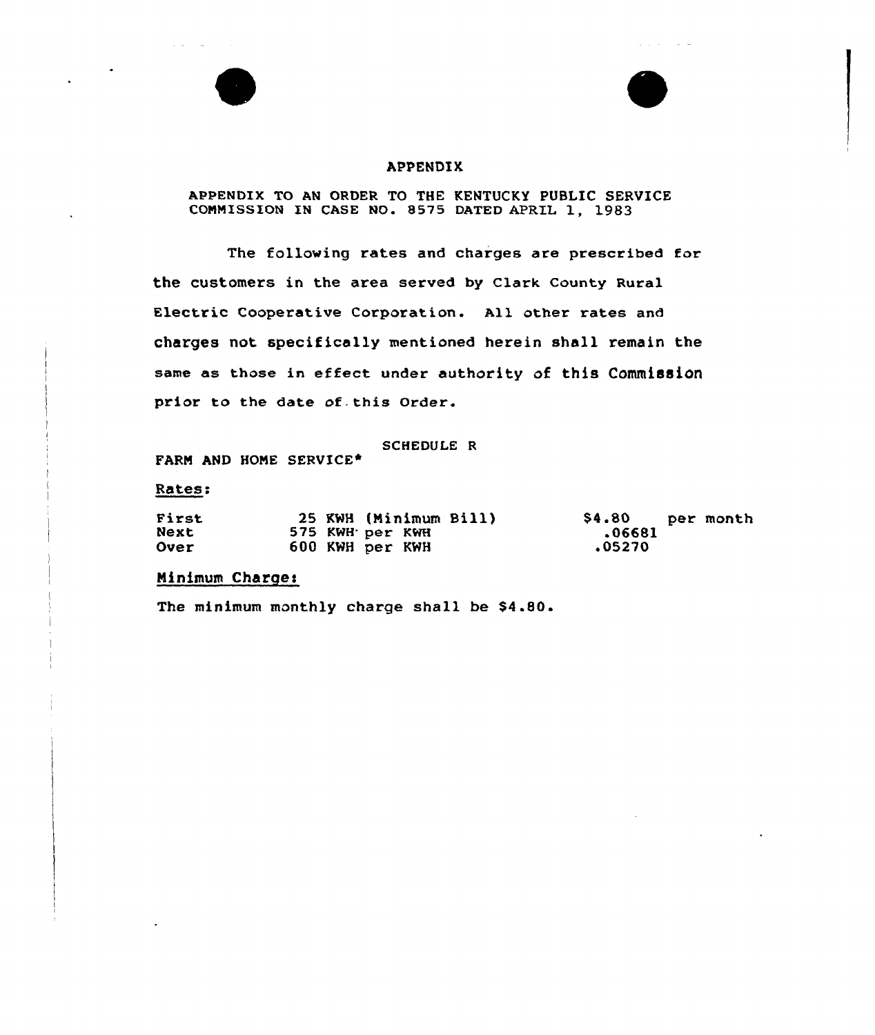# APPENDIX

APPENDIX TO AN ORDER TO THE KENTUCKY PUBLIC SERVICE COMMISSION IN CASE NO. 8575 DATED APRIL 1, 1983

The following rates and charges are prescribed for the customers in the area served by Clark County Rural Electric Cooperative Corporation. All other rates and charges not specifically mentioned herein shall remain the same as those in effect under authority of this Commission prior to the date of this Order.

SCHEDULE R

FARM AND HOME SERVICE*

Rates:

| | | | |
|---|---|---|---|
| First | 25 KWH (Minimum Bill) | $4.80 | per month |
| Next | 575 KWH per KWH | .06681 | |
| Over | 600 KWH per KWH | .05270 | |

Minimum Charge:

The minimum monthly charge shall be $4.80.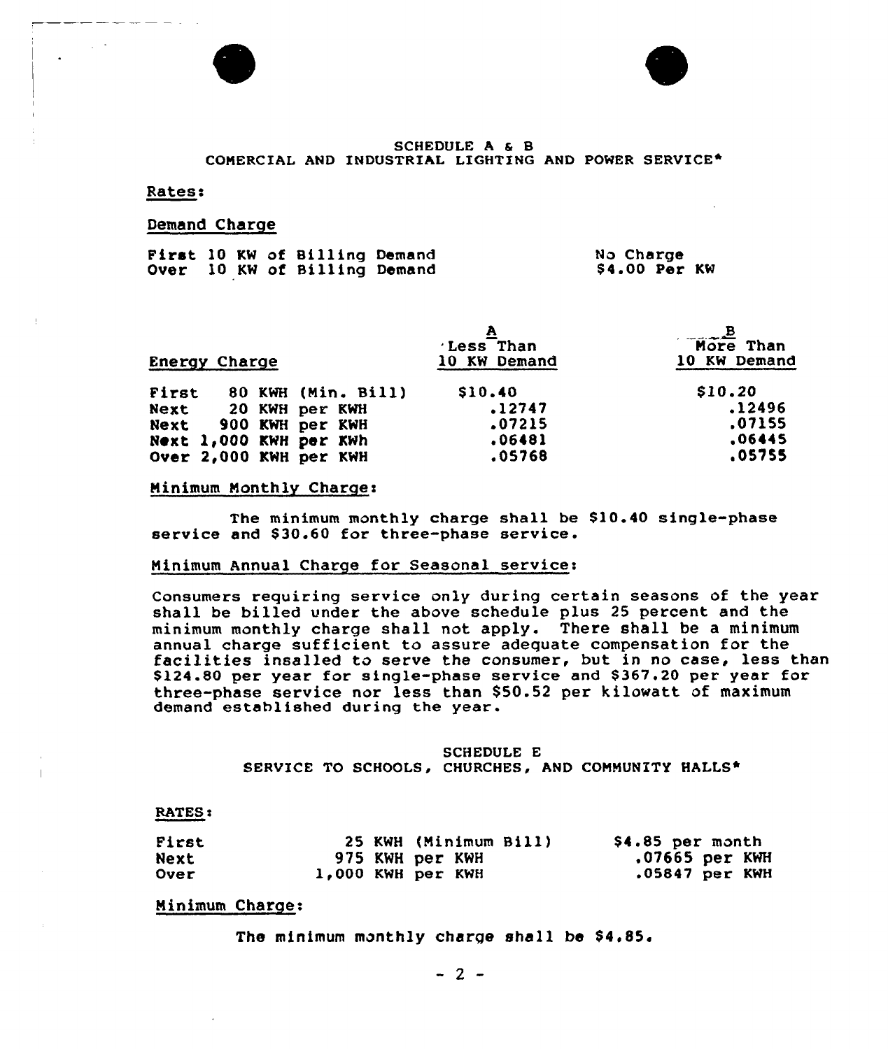## SCHEDULE A & B
## COMERCIAL AND INDUSTRIAL LIGHTING AND POWER SERVICE*

Rates:

Demand Charge

| | |
|---|---|
| First 10 KW of Billing Demand | No Charge |
| Over 10 KW of Billing Demand | $4.00 Per KW |

| Energy Charge | A<br>Less Than<br>10 KW Demand | B<br>More Than<br>10 KW Demand |
|---|---|---|
| First 80 KWH (Min. Bill) | $10.40 | $10.20 |
| Next 20 KWH per KWH | .12747 | .12496 |
| Next 900 KWH per KWH | .07215 | .07155 |
| Next 1,000 KWH per KWh | .06481 | .06445 |
| Over 2,000 KWH per KWH | .05768 | .05755 |

Minimum Monthly Charge:

The minimum monthly charge shall be $10.40 single-phase service and $30.60 for three-phase service.

Minimum Annual Charge for Seasonal service:

Consumers requiring service only during certain seasons of the year shall be billed under the above schedule plus 25 percent and the minimum monthly charge shall not apply. There shall be a minimum annual charge sufficient to assure adequate compensation for the facilities insalled to serve the consumer, but in no case, less than $124.80 per year for single-phase service and $367.20 per year for three-phase service nor less than $50.52 per kilowatt of maximum demand established during the year.

## SCHEDULE E
## SERVICE TO SCHOOLS, CHURCHES, AND COMMUNITY HALLS*

RATES:

| | | |
|---|---|---|
| First | 25 KWH (Minimum Bill) | $4.85 per month |
| Next | 975 KWH per KWH | .07665 per KWH |
| Over | 1,000 KWH per KWH | .05847 per KWH |

Minimum Charge:

The minimum monthly charge shall be $4.85.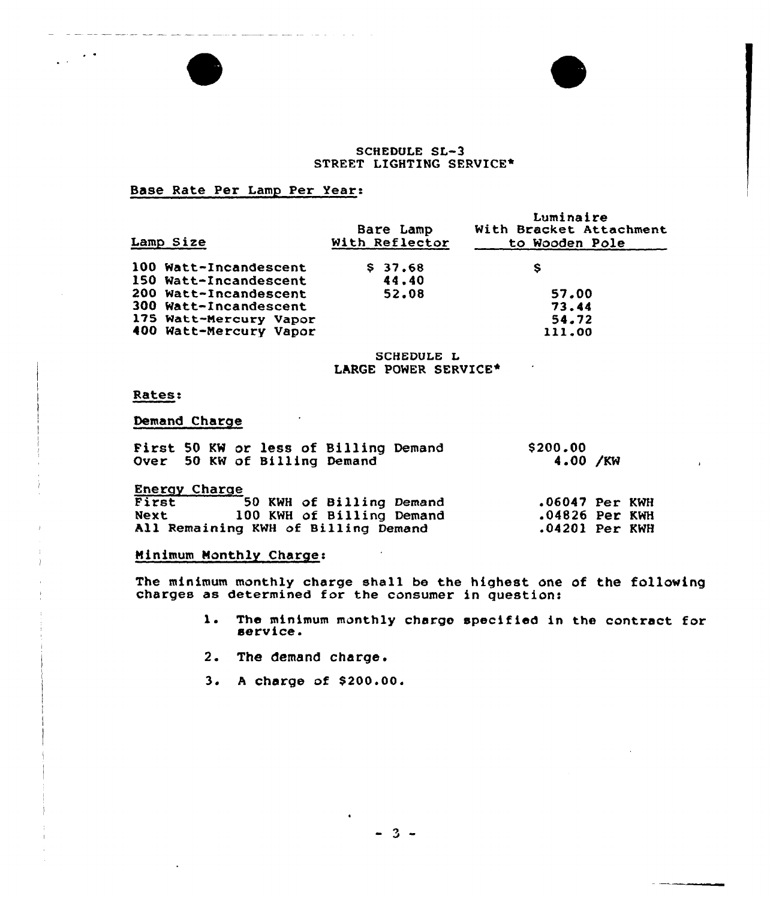## SCHEDULE SL-3
## STREET LIGHTING SERVICE*

Base Rate Per Lamp Per Year:

| Lamp Size | Bare Lamp With Reflector | Luminaire With Bracket Attachment to Wooden Pole |
|---|---|---|
| 100 Watt-Incandescent | $ 37.68 | $ |
| 150 Watt-Incandescent | 44.40 | |
| 200 Watt-Incandescent | 52.08 | 57.00 |
| 300 Watt-Incandescent | | 73.44 |
| 175 Watt-Mercury Vapor | | 54.72 |
| 400 Watt-Mercury Vapor | | 111.00 |

## SCHEDULE L
## LARGE POWER SERVICE*

Rates:

Demand Charge

| | |
|---|---|
| First 50 KW or less of Billing Demand | $200.00 |
| Over 50 KW of Billing Demand | 4.00 /KW |

Energy Charge

| | |
|---|---|
| First 50 KWH of Billing Demand | .06047 Per KWH |
| Next 100 KWH of Billing Demand | .04826 Per KWH |
| All Remaining KWH of Billing Demand | .04201 Per KWH |

Minimum Monthly Charge:

The minimum monthly charge shall be the highest one of the following charges as determined for the consumer in question:

1. The minimum monthly charge specified in the contract for service.
2. The demand charge.
3. A charge of $200.00.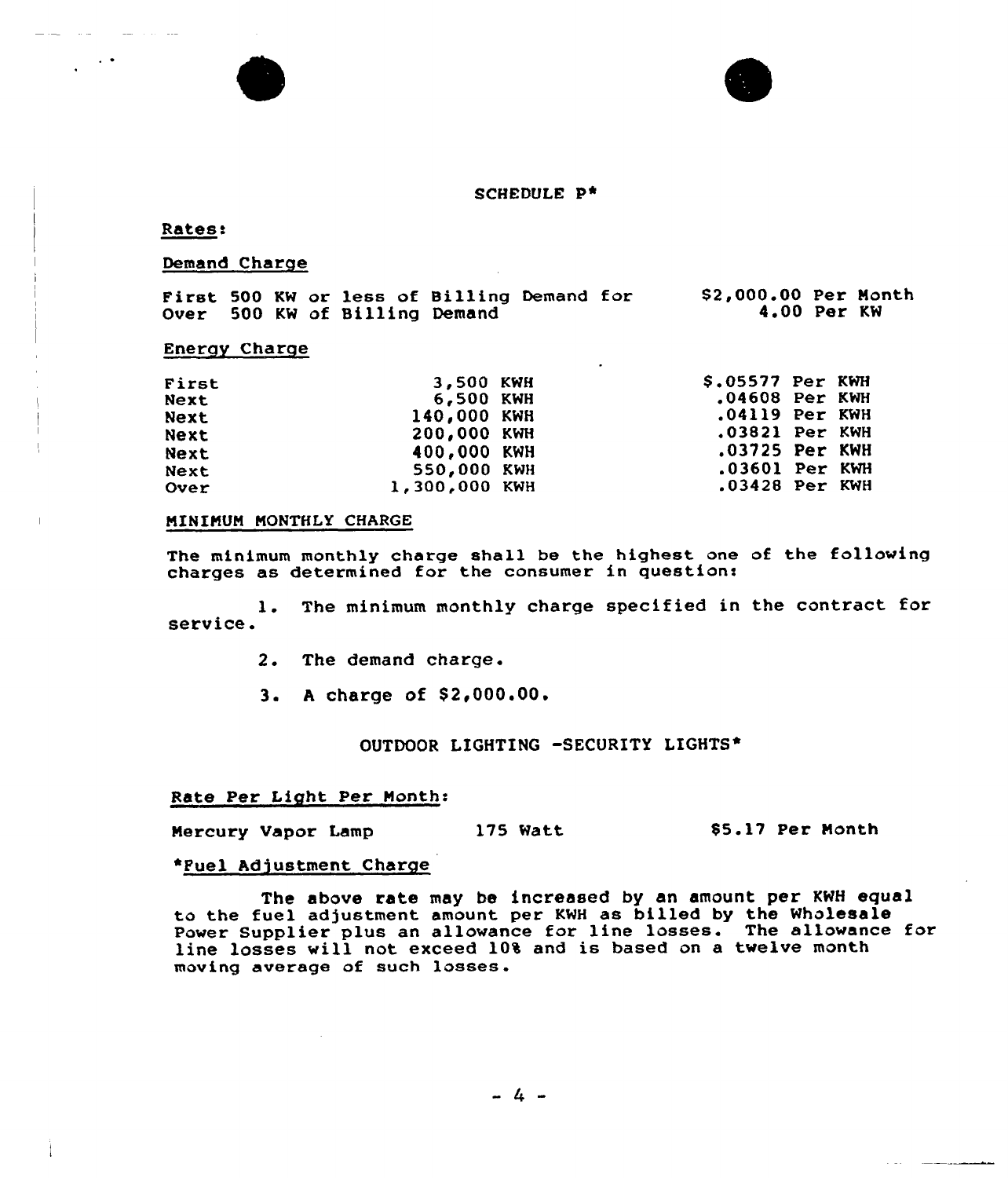SCHEDULE P*

Rates:

Demand Charge

| | |
|---|---|
| First 500 KW or less of Billing Demand for | $2,000.00 Per Month |
| Over 500 KW of Billing Demand | 4.00 Per KW |

Energy Charge

| | | |
|---|---|---|
| First | 3,500 KWH | $.05577 Per KWH |
| Next | 6,500 KWH | .04608 Per KWH |
| Next | 140,000 KWH | .04119 Per KWH |
| Next | 200,000 KWH | .03821 Per KWH |
| Next | 400,000 KWH | .03725 Per KWH |
| Next | 550,000 KWH | .03601 Per KWH |
| Over | 1,300,000 KWH | .03428 Per KWH |

MINIMUM MONTHLY CHARGE

The minimum monthly charge shall be the highest one of the following charges as determined for the consumer in question:

1. The minimum monthly charge specified in the contract for service.

2. The demand charge.

3. A charge of $2,000.00.

OUTDOOR LIGHTING -SECURITY LIGHTS*

Rate Per Light Per Month:

| | | |
|---|---|---|
| Mercury Vapor Lamp | 175 Watt | $5.17 Per Month |

*Fuel Adjustment Charge

The above rate may be increased by an amount per KWH equal to the fuel adjustment amount per KWH as billed by the Wholesale Power Supplier plus an allowance for line losses. The allowance for line losses will not exceed 10% and is based on a twelve month moving average of such losses.